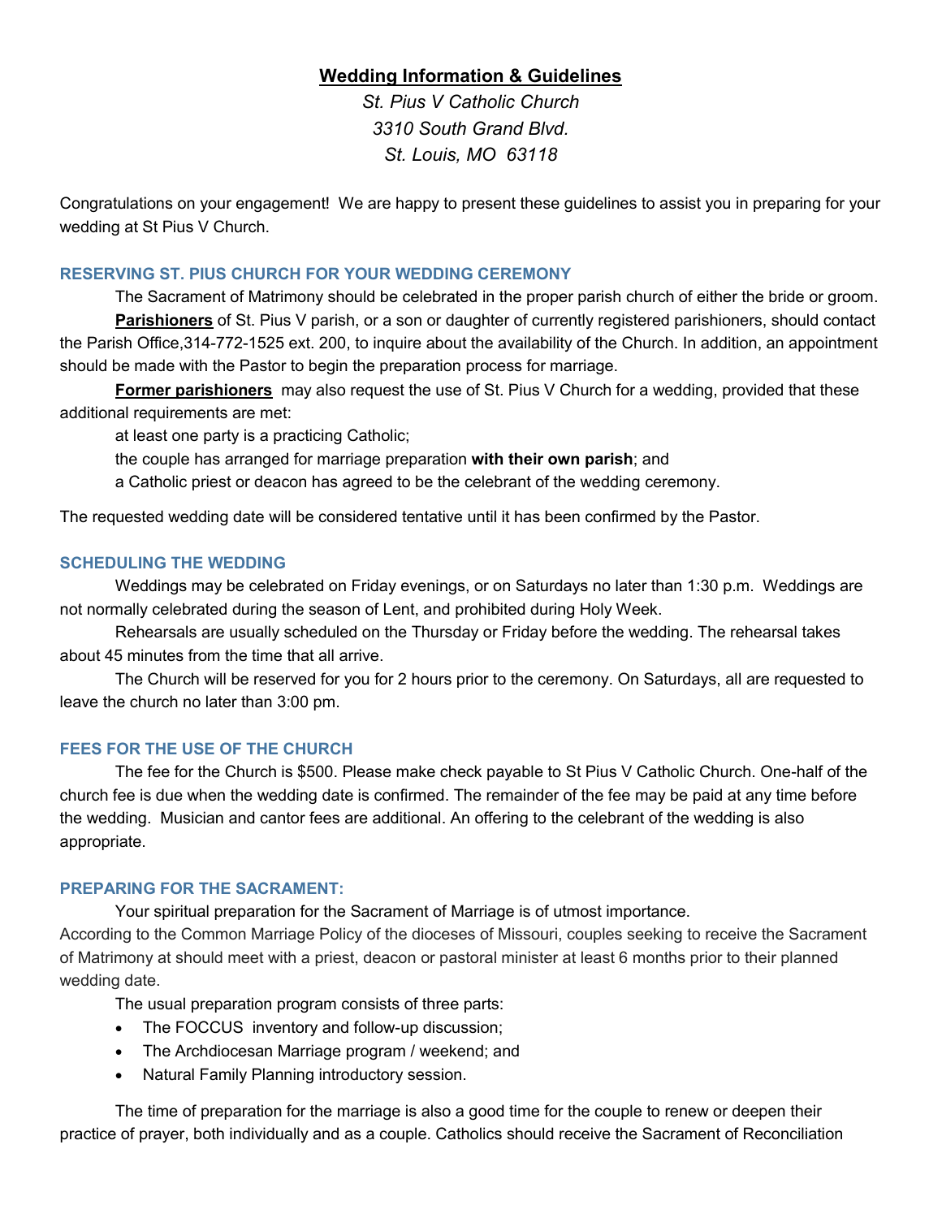# Wedding Information & Guidelines

*St. Pius V Catholic Church*
*3310 South Grand Blvd.*
*St. Louis, MO 63118*

Congratulations on your engagement! We are happy to present these guidelines to assist you in preparing for your wedding at St Pius V Church.

## RESERVING ST. PIUS CHURCH FOR YOUR WEDDING CEREMONY

The Sacrament of Matrimony should be celebrated in the proper parish church of either the bride or groom.

**Parishioners** of St. Pius V parish, or a son or daughter of currently registered parishioners, should contact the Parish Office,314-772-1525 ext. 200, to inquire about the availability of the Church. In addition, an appointment should be made with the Pastor to begin the preparation process for marriage.

**Former parishioners** may also request the use of St. Pius V Church for a wedding, provided that these additional requirements are met:

at least one party is a practicing Catholic;

the couple has arranged for marriage preparation **with their own parish**; and

a Catholic priest or deacon has agreed to be the celebrant of the wedding ceremony.

The requested wedding date will be considered tentative until it has been confirmed by the Pastor.

## SCHEDULING THE WEDDING

Weddings may be celebrated on Friday evenings, or on Saturdays no later than 1:30 p.m. Weddings are not normally celebrated during the season of Lent, and prohibited during Holy Week.

Rehearsals are usually scheduled on the Thursday or Friday before the wedding. The rehearsal takes about 45 minutes from the time that all arrive.

The Church will be reserved for you for 2 hours prior to the ceremony. On Saturdays, all are requested to leave the church no later than 3:00 pm.

## FEES FOR THE USE OF THE CHURCH

The fee for the Church is $500. Please make check payable to St Pius V Catholic Church. One-half of the church fee is due when the wedding date is confirmed. The remainder of the fee may be paid at any time before the wedding. Musician and cantor fees are additional. An offering to the celebrant of the wedding is also appropriate.

## PREPARING FOR THE SACRAMENT:

Your spiritual preparation for the Sacrament of Marriage is of utmost importance.

According to the Common Marriage Policy of the dioceses of Missouri, couples seeking to receive the Sacrament of Matrimony at should meet with a priest, deacon or pastoral minister at least 6 months prior to their planned wedding date.

The usual preparation program consists of three parts:

- The FOCCUS inventory and follow-up discussion;
- The Archdiocesan Marriage program / weekend; and
- Natural Family Planning introductory session.

The time of preparation for the marriage is also a good time for the couple to renew or deepen their practice of prayer, both individually and as a couple. Catholics should receive the Sacrament of Reconciliation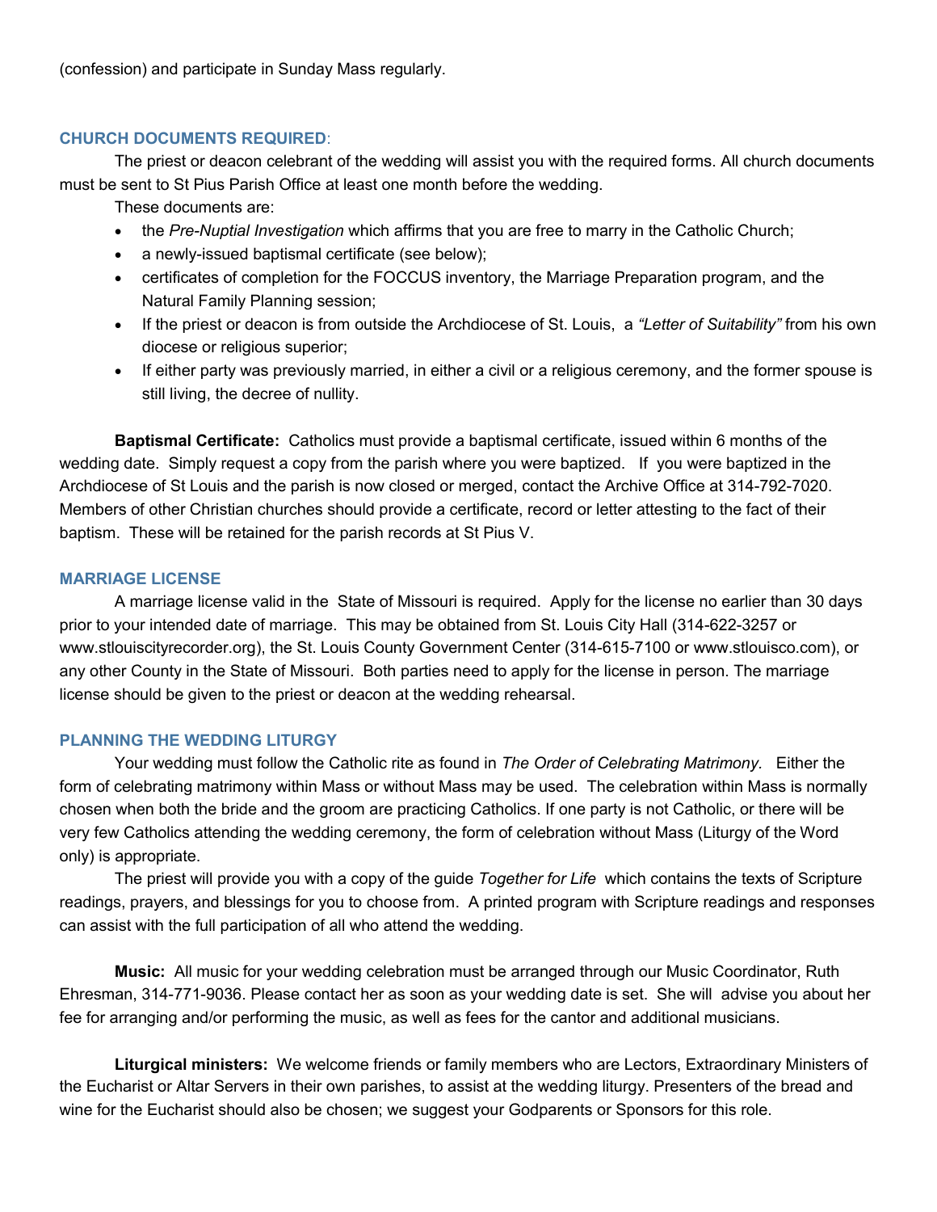(confession) and participate in Sunday Mass regularly.

## CHURCH DOCUMENTS REQUIRED:

The priest or deacon celebrant of the wedding will assist you with the required forms. All church documents must be sent to St Pius Parish Office at least one month before the wedding.

These documents are:

- the *Pre-Nuptial Investigation* which affirms that you are free to marry in the Catholic Church;
- a newly-issued baptismal certificate (see below);
- certificates of completion for the FOCCUS inventory, the Marriage Preparation program, and the Natural Family Planning session;
- If the priest or deacon is from outside the Archdiocese of St. Louis, a *"Letter of Suitability"* from his own diocese or religious superior;
- If either party was previously married, in either a civil or a religious ceremony, and the former spouse is still living, the decree of nullity.

**Baptismal Certificate:** Catholics must provide a baptismal certificate, issued within 6 months of the wedding date. Simply request a copy from the parish where you were baptized. If you were baptized in the Archdiocese of St Louis and the parish is now closed or merged, contact the Archive Office at 314-792-7020. Members of other Christian churches should provide a certificate, record or letter attesting to the fact of their baptism. These will be retained for the parish records at St Pius V.

## MARRIAGE LICENSE

A marriage license valid in the State of Missouri is required. Apply for the license no earlier than 30 days prior to your intended date of marriage. This may be obtained from St. Louis City Hall (314-622-3257 or www.stlouiscityrecorder.org), the St. Louis County Government Center (314-615-7100 or www.stlouisco.com), or any other County in the State of Missouri. Both parties need to apply for the license in person. The marriage license should be given to the priest or deacon at the wedding rehearsal.

## PLANNING THE WEDDING LITURGY

Your wedding must follow the Catholic rite as found in *The Order of Celebrating Matrimony.* Either the form of celebrating matrimony within Mass or without Mass may be used. The celebration within Mass is normally chosen when both the bride and the groom are practicing Catholics. If one party is not Catholic, or there will be very few Catholics attending the wedding ceremony, the form of celebration without Mass (Liturgy of the Word only) is appropriate.

The priest will provide you with a copy of the guide *Together for Life* which contains the texts of Scripture readings, prayers, and blessings for you to choose from. A printed program with Scripture readings and responses can assist with the full participation of all who attend the wedding.

**Music:** All music for your wedding celebration must be arranged through our Music Coordinator, Ruth Ehresman, 314-771-9036. Please contact her as soon as your wedding date is set. She will advise you about her fee for arranging and/or performing the music, as well as fees for the cantor and additional musicians.

**Liturgical ministers:** We welcome friends or family members who are Lectors, Extraordinary Ministers of the Eucharist or Altar Servers in their own parishes, to assist at the wedding liturgy. Presenters of the bread and wine for the Eucharist should also be chosen; we suggest your Godparents or Sponsors for this role.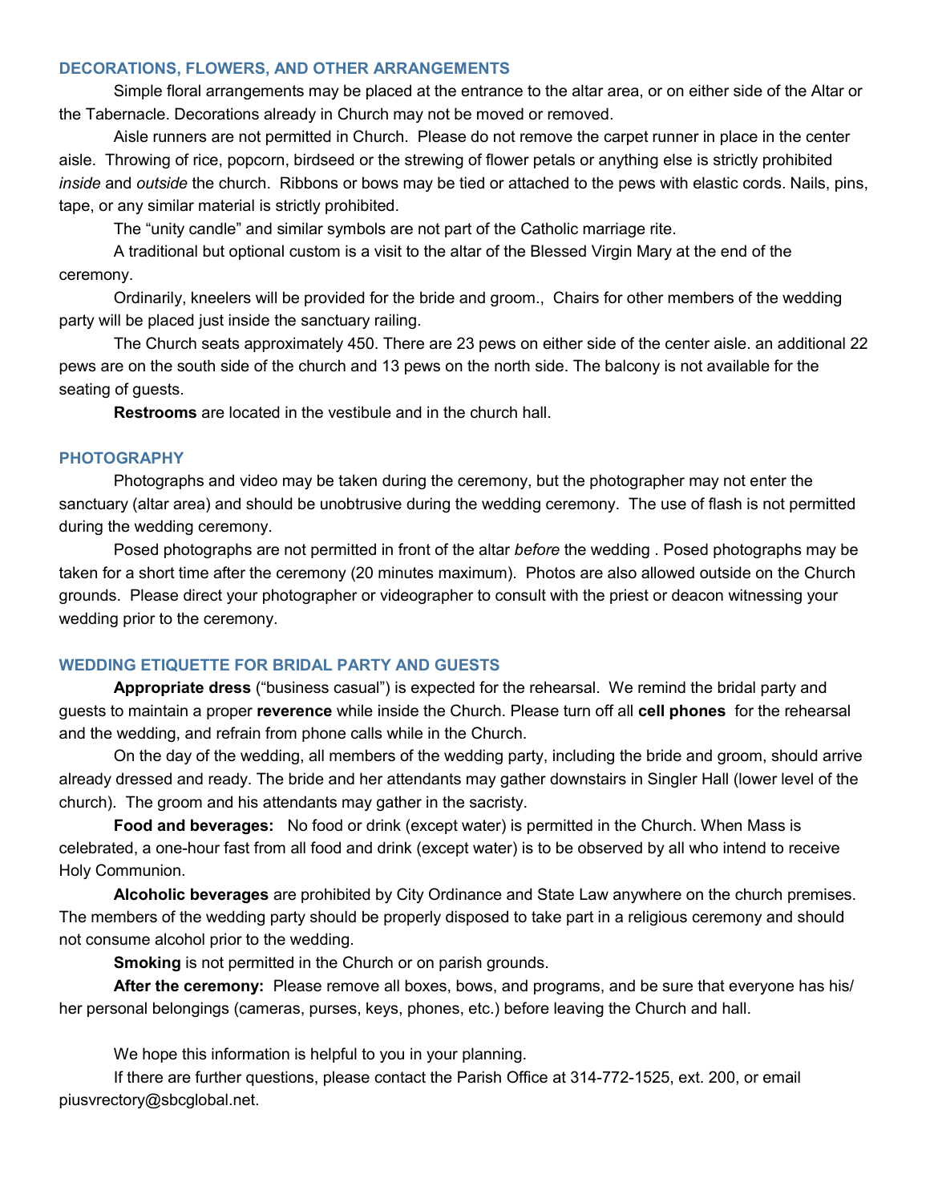## DECORATIONS, FLOWERS, AND OTHER ARRANGEMENTS

Simple floral arrangements may be placed at the entrance to the altar area, or on either side of the Altar or the Tabernacle. Decorations already in Church may not be moved or removed.

Aisle runners are not permitted in Church. Please do not remove the carpet runner in place in the center aisle. Throwing of rice, popcorn, birdseed or the strewing of flower petals or anything else is strictly prohibited *inside* and *outside* the church. Ribbons or bows may be tied or attached to the pews with elastic cords. Nails, pins, tape, or any similar material is strictly prohibited.

The "unity candle" and similar symbols are not part of the Catholic marriage rite.

A traditional but optional custom is a visit to the altar of the Blessed Virgin Mary at the end of the ceremony.

Ordinarily, kneelers will be provided for the bride and groom., Chairs for other members of the wedding party will be placed just inside the sanctuary railing.

The Church seats approximately 450. There are 23 pews on either side of the center aisle. an additional 22 pews are on the south side of the church and 13 pews on the north side. The balcony is not available for the seating of guests.

**Restrooms** are located in the vestibule and in the church hall.

## PHOTOGRAPHY

Photographs and video may be taken during the ceremony, but the photographer may not enter the sanctuary (altar area) and should be unobtrusive during the wedding ceremony. The use of flash is not permitted during the wedding ceremony.

Posed photographs are not permitted in front of the altar *before* the wedding . Posed photographs may be taken for a short time after the ceremony (20 minutes maximum). Photos are also allowed outside on the Church grounds. Please direct your photographer or videographer to consult with the priest or deacon witnessing your wedding prior to the ceremony.

## WEDDING ETIQUETTE FOR BRIDAL PARTY AND GUESTS

**Appropriate dress** ("business casual") is expected for the rehearsal. We remind the bridal party and guests to maintain a proper **reverence** while inside the Church. Please turn off all **cell phones** for the rehearsal and the wedding, and refrain from phone calls while in the Church.

On the day of the wedding, all members of the wedding party, including the bride and groom, should arrive already dressed and ready. The bride and her attendants may gather downstairs in Singler Hall (lower level of the church). The groom and his attendants may gather in the sacristy.

**Food and beverages:** No food or drink (except water) is permitted in the Church. When Mass is celebrated, a one-hour fast from all food and drink (except water) is to be observed by all who intend to receive Holy Communion.

**Alcoholic beverages** are prohibited by City Ordinance and State Law anywhere on the church premises. The members of the wedding party should be properly disposed to take part in a religious ceremony and should not consume alcohol prior to the wedding.

**Smoking** is not permitted in the Church or on parish grounds.

**After the ceremony:** Please remove all boxes, bows, and programs, and be sure that everyone has his/her personal belongings (cameras, purses, keys, phones, etc.) before leaving the Church and hall.

We hope this information is helpful to you in your planning.

If there are further questions, please contact the Parish Office at 314-772-1525, ext. 200, or email piusvrectory@sbcglobal.net.